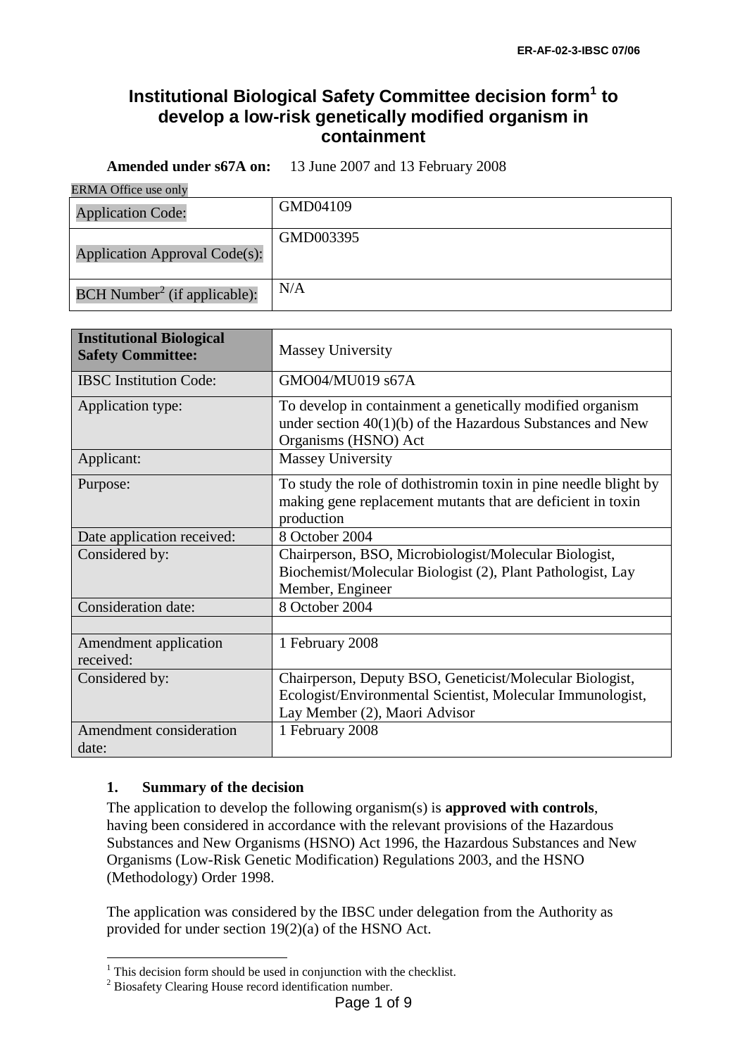# Institutional Biological Safety Committee decision form[1] to develop a low-risk genetically modified organism in containment

**Amended under s67A on:** 13 June 2007 and 13 February 2008

ERMA Office use only

| | |
|---|---|
| Application Code: | GMD04109 |
| Application Approval Code(s): | GMD003395 |
| BCH Number[2] (if applicable): | N/A |

| | |
|---|---|
| **Institutional Biological Safety Committee:** | Massey University |
| IBSC Institution Code: | GMO04/MU019 s67A |
| Application type: | To develop in containment a genetically modified organism under section 40(1)(b) of the Hazardous Substances and New Organisms (HSNO) Act |
| Applicant: | Massey University |
| Purpose: | To study the role of dothistromin toxin in pine needle blight by making gene replacement mutants that are deficient in toxin production |
| Date application received: | 8 October 2004 |
| Considered by: | Chairperson, BSO, Microbiologist/Molecular Biologist, Biochemist/Molecular Biologist (2), Plant Pathologist, Lay Member, Engineer |
| Consideration date: | 8 October 2004 |
| | |
| Amendment application received: | 1 February 2008 |
| Considered by: | Chairperson, Deputy BSO, Geneticist/Molecular Biologist, Ecologist/Environmental Scientist, Molecular Immunologist, Lay Member (2), Maori Advisor |
| Amendment consideration date: | 1 February 2008 |

## 1. Summary of the decision

The application to develop the following organism(s) is **approved with controls**, having been considered in accordance with the relevant provisions of the Hazardous Substances and New Organisms (HSNO) Act 1996, the Hazardous Substances and New Organisms (Low-Risk Genetic Modification) Regulations 2003, and the HSNO (Methodology) Order 1998.

The application was considered by the IBSC under delegation from the Authority as provided for under section 19(2)(a) of the HSNO Act.

[1] This decision form should be used in conjunction with the checklist.
[2] Biosafety Clearing House record identification number.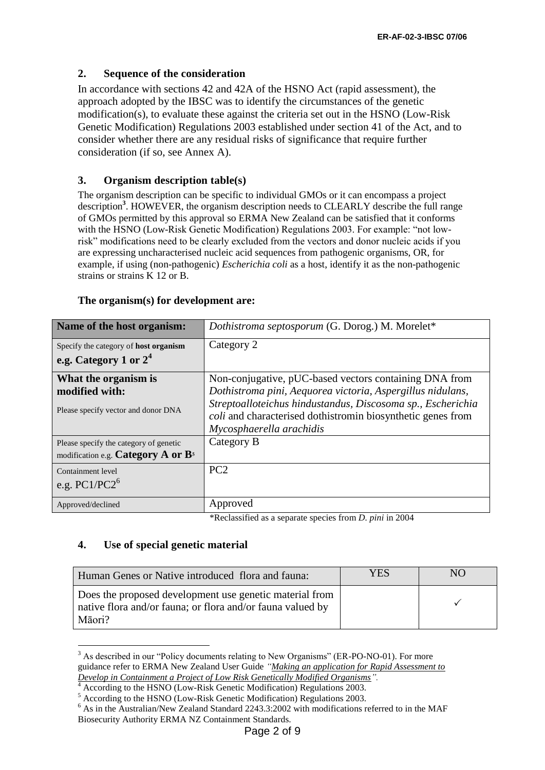## 2. Sequence of the consideration

In accordance with sections 42 and 42A of the HSNO Act (rapid assessment), the approach adopted by the IBSC was to identify the circumstances of the genetic modification(s), to evaluate these against the criteria set out in the HSNO (Low-Risk Genetic Modification) Regulations 2003 established under section 41 of the Act, and to consider whether there are any residual risks of significance that require further consideration (if so, see Annex A).

## 3. Organism description table(s)

The organism description can be specific to individual GMOs or it can encompass a project description[3]. HOWEVER, the organism description needs to CLEARLY describe the full range of GMOs permitted by this approval so ERMA New Zealand can be satisfied that it conforms with the HSNO (Low-Risk Genetic Modification) Regulations 2003. For example: "not low-risk" modifications need to be clearly excluded from the vectors and donor nucleic acids if you are expressing uncharacterised nucleic acid sequences from pathogenic organisms, OR, for example, if using (non-pathogenic) *Escherichia coli* as a host, identify it as the non-pathogenic strains or strains K 12 or B.

**The organism(s) for development are:**

| **Name of the host organism:** | *Dothistroma septosporum* (G. Dorog.) M. Morelet* |
|---|---|
| Specify the category of **host organism** **e.g. Category 1 or 2**[4] | Category 2 |
| **What the organism is modified with:** Please specify vector and donor DNA | Non-conjugative, pUC-based vectors containing DNA from *Dothistroma pini*, *Aequorea victoria*, *Aspergillus nidulans*, *Streptoalloteichus hindustandus*, *Discosoma sp.*, *Escherichia coli* and characterised dothistromin biosynthetic genes from *Mycosphaerella arachidis* |
| Please specify the category of genetic modification e.g. **Category A or B**[5] | Category B |
| Containment level e.g. PC1/PC2[6] | PC2 |
| Approved/declined | Approved |

*Reclassified as a separate species from *D. pini* in 2004

## 4. Use of special genetic material

| Human Genes or Native introduced flora and fauna: | YES | NO |
|---|---|---|
| Does the proposed development use genetic material from native flora and/or fauna; or flora and/or fauna valued by Māori? | | ✓ |

---

[3] As described in our "Policy documents relating to New Organisms" (ER-PO-NO-01). For more guidance refer to ERMA New Zealand User Guide *"Making an application for Rapid Assessment to Develop in Containment a Project of Low Risk Genetically Modified Organisms".*

[4] According to the HSNO (Low-Risk Genetic Modification) Regulations 2003.

[5] According to the HSNO (Low-Risk Genetic Modification) Regulations 2003.

[6] As in the Australian/New Zealand Standard 2243.3:2002 with modifications referred to in the MAF Biosecurity Authority ERMA NZ Containment Standards.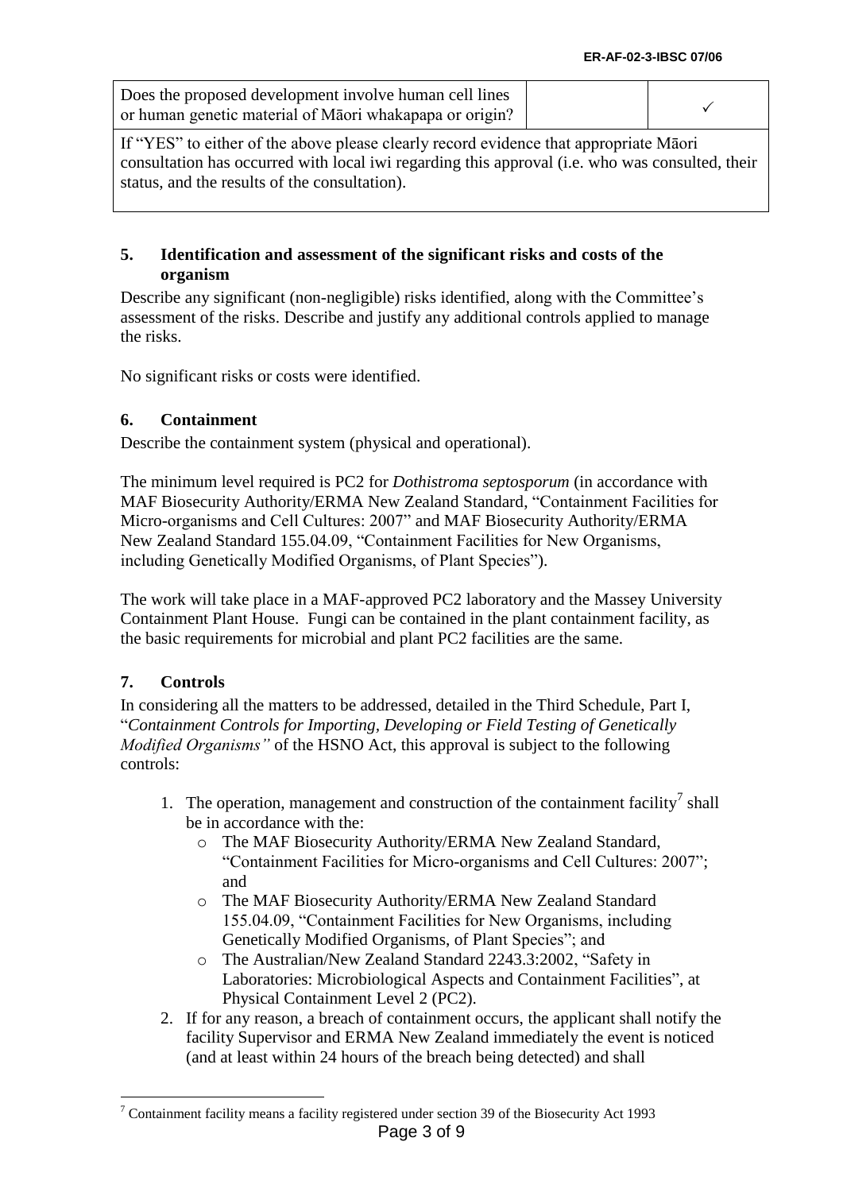| Does the proposed development involve human cell lines or human genetic material of Māori whakapapa or origin? | | ✓ |
|---|---|---|
| If "YES" to either of the above please clearly record evidence that appropriate Māori consultation has occurred with local iwi regarding this approval (i.e. who was consulted, their status, and the results of the consultation). | | |

## 5. Identification and assessment of the significant risks and costs of the organism

Describe any significant (non-negligible) risks identified, along with the Committee's assessment of the risks. Describe and justify any additional controls applied to manage the risks.

No significant risks or costs were identified.

## 6. Containment

Describe the containment system (physical and operational).

The minimum level required is PC2 for *Dothistroma septosporum* (in accordance with MAF Biosecurity Authority/ERMA New Zealand Standard, "Containment Facilities for Micro-organisms and Cell Cultures: 2007" and MAF Biosecurity Authority/ERMA New Zealand Standard 155.04.09, "Containment Facilities for New Organisms, including Genetically Modified Organisms, of Plant Species").

The work will take place in a MAF-approved PC2 laboratory and the Massey University Containment Plant House. Fungi can be contained in the plant containment facility, as the basic requirements for microbial and plant PC2 facilities are the same.

## 7. Controls

In considering all the matters to be addressed, detailed in the Third Schedule, Part I, "*Containment Controls for Importing, Developing or Field Testing of Genetically Modified Organisms"* of the HSNO Act, this approval is subject to the following controls:

1. The operation, management and construction of the containment facility[7] shall be in accordance with the:
   - The MAF Biosecurity Authority/ERMA New Zealand Standard, "Containment Facilities for Micro-organisms and Cell Cultures: 2007"; and
   - The MAF Biosecurity Authority/ERMA New Zealand Standard 155.04.09, "Containment Facilities for New Organisms, including Genetically Modified Organisms, of Plant Species"; and
   - The Australian/New Zealand Standard 2243.3:2002, "Safety in Laboratories: Microbiological Aspects and Containment Facilities", at Physical Containment Level 2 (PC2).
2. If for any reason, a breach of containment occurs, the applicant shall notify the facility Supervisor and ERMA New Zealand immediately the event is noticed (and at least within 24 hours of the breach being detected) and shall

[7] Containment facility means a facility registered under section 39 of the Biosecurity Act 1993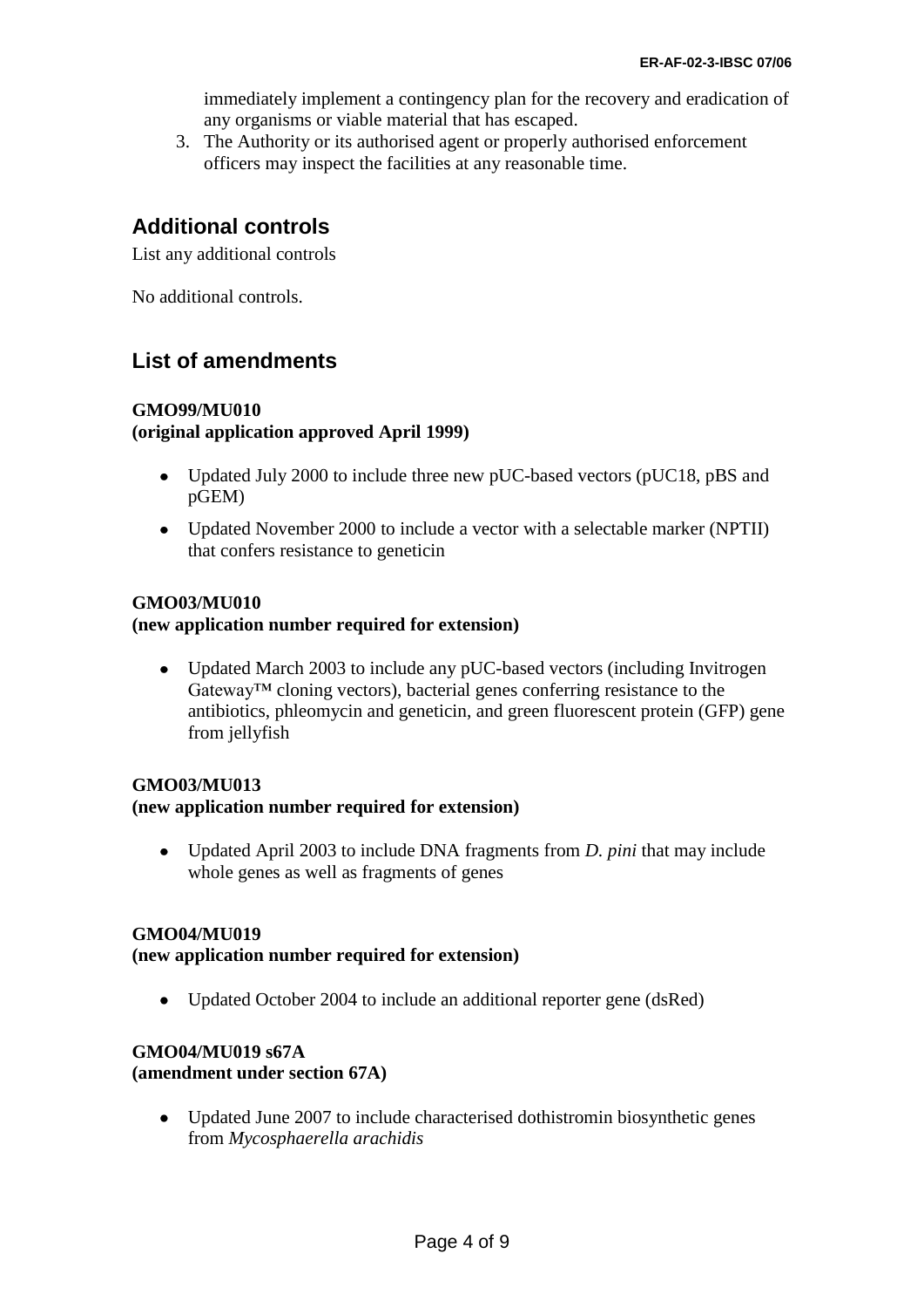immediately implement a contingency plan for the recovery and eradication of any organisms or viable material that has escaped.

3. The Authority or its authorised agent or properly authorised enforcement officers may inspect the facilities at any reasonable time.

## Additional controls

List any additional controls

No additional controls.

## List of amendments

**GMO99/MU010**
**(original application approved April 1999)**

- Updated July 2000 to include three new pUC-based vectors (pUC18, pBS and pGEM)
- Updated November 2000 to include a vector with a selectable marker (NPTII) that confers resistance to geneticin

**GMO03/MU010**
**(new application number required for extension)**

- Updated March 2003 to include any pUC-based vectors (including Invitrogen Gateway™ cloning vectors), bacterial genes conferring resistance to the antibiotics, phleomycin and geneticin, and green fluorescent protein (GFP) gene from jellyfish

**GMO03/MU013**
**(new application number required for extension)**

- Updated April 2003 to include DNA fragments from *D. pini* that may include whole genes as well as fragments of genes

**GMO04/MU019**
**(new application number required for extension)**

- Updated October 2004 to include an additional reporter gene (dsRed)

**GMO04/MU019 s67A**
**(amendment under section 67A)**

- Updated June 2007 to include characterised dothistromin biosynthetic genes from *Mycosphaerella arachidis*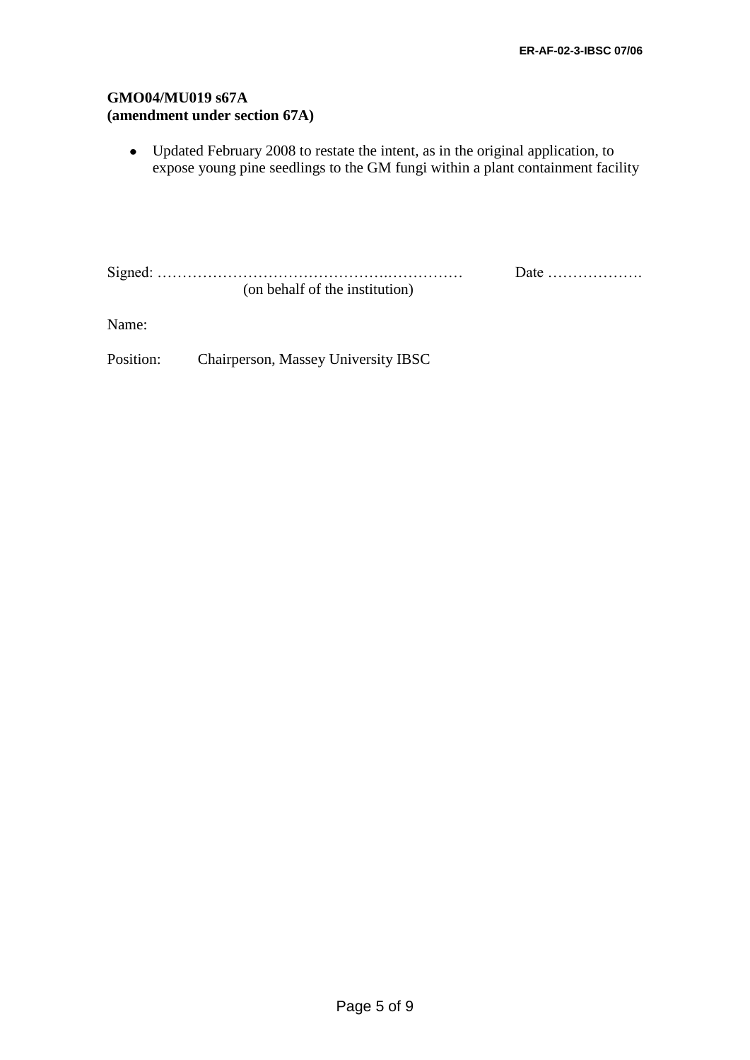**GMO04/MU019 s67A**
**(amendment under section 67A)**

- Updated February 2008 to restate the intent, as in the original application, to expose young pine seedlings to the GM fungi within a plant containment facility

Signed: ……………………………………..…………… Date ……………….
(on behalf of the institution)

Name:

Position: Chairperson, Massey University IBSC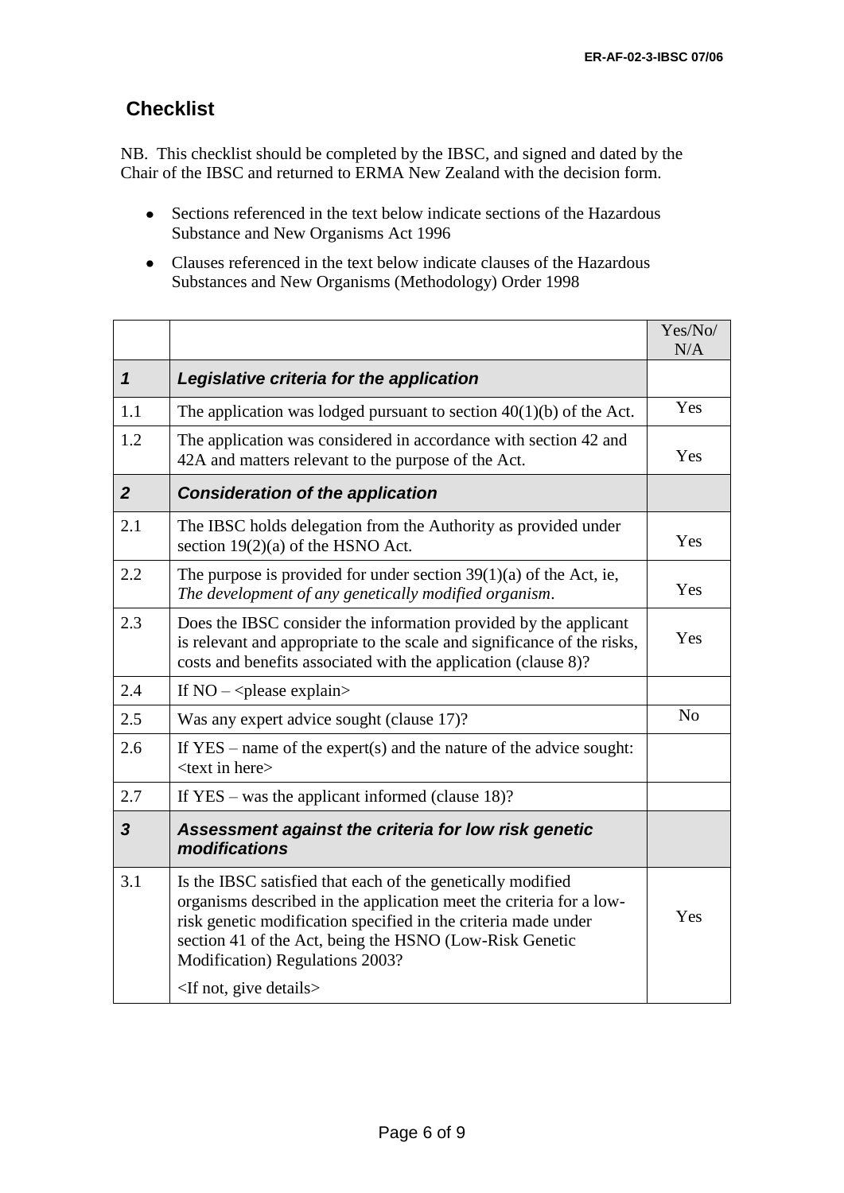## Checklist

NB. This checklist should be completed by the IBSC, and signed and dated by the Chair of the IBSC and returned to ERMA New Zealand with the decision form.

- Sections referenced in the text below indicate sections of the Hazardous Substance and New Organisms Act 1996
- Clauses referenced in the text below indicate clauses of the Hazardous Substances and New Organisms (Methodology) Order 1998

| | | Yes/No/ N/A |
|---|---|---|
| ***1*** | ***Legislative criteria for the application*** | |
| 1.1 | The application was lodged pursuant to section 40(1)(b) of the Act. | Yes |
| 1.2 | The application was considered in accordance with section 42 and 42A and matters relevant to the purpose of the Act. | Yes |
| ***2*** | ***Consideration of the application*** | |
| 2.1 | The IBSC holds delegation from the Authority as provided under section 19(2)(a) of the HSNO Act. | Yes |
| 2.2 | The purpose is provided for under section 39(1)(a) of the Act, ie, *The development of any genetically modified organism*. | Yes |
| 2.3 | Does the IBSC consider the information provided by the applicant is relevant and appropriate to the scale and significance of the risks, costs and benefits associated with the application (clause 8)? | Yes |
| 2.4 | If NO – <please explain> | |
| 2.5 | Was any expert advice sought (clause 17)? | No |
| 2.6 | If YES – name of the expert(s) and the nature of the advice sought: <text in here> | |
| 2.7 | If YES – was the applicant informed (clause 18)? | |
| ***3*** | ***Assessment against the criteria for low risk genetic modifications*** | |
| 3.1 | Is the IBSC satisfied that each of the genetically modified organisms described in the application meet the criteria for a low-risk genetic modification specified in the criteria made under section 41 of the Act, being the HSNO (Low-Risk Genetic Modification) Regulations 2003?<br><br><If not, give details> | Yes |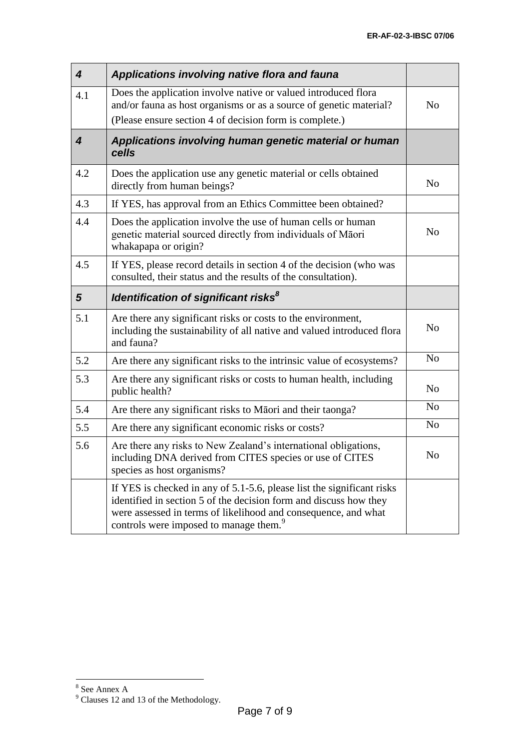| | | |
|---|---|---|
| ***4*** | ***Applications involving native flora and fauna*** | |
| 4.1 | Does the application involve native or valued introduced flora and/or fauna as host organisms or as a source of genetic material? (Please ensure section 4 of decision form is complete.) | No |
| ***4*** | ***Applications involving human genetic material or human cells*** | |
| 4.2 | Does the application use any genetic material or cells obtained directly from human beings? | No |
| 4.3 | If YES, has approval from an Ethics Committee been obtained? | |
| 4.4 | Does the application involve the use of human cells or human genetic material sourced directly from individuals of Māori whakapapa or origin? | No |
| 4.5 | If YES, please record details in section 4 of the decision (who was consulted, their status and the results of the consultation). | |
| ***5*** | ***Identification of significant risks[8]*** | |
| 5.1 | Are there any significant risks or costs to the environment, including the sustainability of all native and valued introduced flora and fauna? | No |
| 5.2 | Are there any significant risks to the intrinsic value of ecosystems? | No |
| 5.3 | Are there any significant risks or costs to human health, including public health? | No |
| 5.4 | Are there any significant risks to Māori and their taonga? | No |
| 5.5 | Are there any significant economic risks or costs? | No |
| 5.6 | Are there any risks to New Zealand's international obligations, including DNA derived from CITES species or use of CITES species as host organisms? | No |
| | If YES is checked in any of 5.1-5.6, please list the significant risks identified in section 5 of the decision form and discuss how they were assessed in terms of likelihood and consequence, and what controls were imposed to manage them.[9] | |

[8] See Annex A

[9] Clauses 12 and 13 of the Methodology.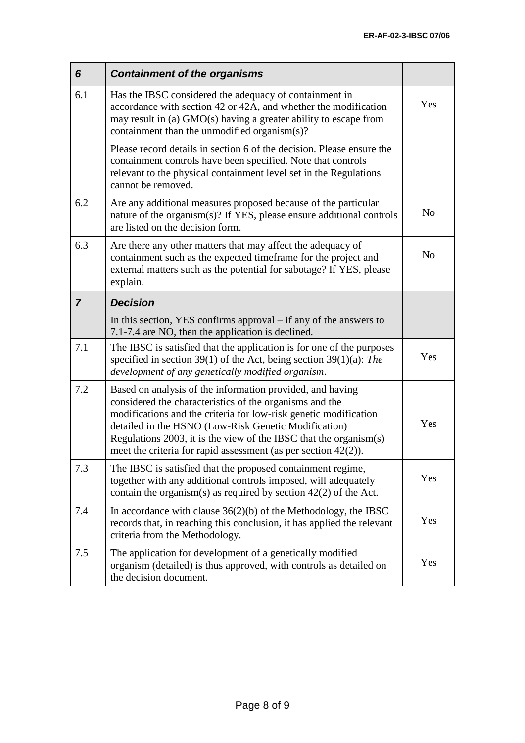| **6** | ***Containment of the organisms*** | |
|---|---|---|
| 6.1 | Has the IBSC considered the adequacy of containment in accordance with section 42 or 42A, and whether the modification may result in (a) GMO(s) having a greater ability to escape from containment than the unmodified organism(s)?<br><br>Please record details in section 6 of the decision. Please ensure the containment controls have been specified. Note that controls relevant to the physical containment level set in the Regulations cannot be removed. | Yes |
| 6.2 | Are any additional measures proposed because of the particular nature of the organism(s)? If YES, please ensure additional controls are listed on the decision form. | No |
| 6.3 | Are there any other matters that may affect the adequacy of containment such as the expected timeframe for the project and external matters such as the potential for sabotage? If YES, please explain. | No |
| **7** | ***Decision***<br><br>In this section, YES confirms approval – if any of the answers to 7.1-7.4 are NO, then the application is declined. | |
| 7.1 | The IBSC is satisfied that the application is for one of the purposes specified in section 39(1) of the Act, being section 39(1)(a): *The development of any genetically modified organism*. | Yes |
| 7.2 | Based on analysis of the information provided, and having considered the characteristics of the organisms and the modifications and the criteria for low-risk genetic modification detailed in the HSNO (Low-Risk Genetic Modification) Regulations 2003, it is the view of the IBSC that the organism(s) meet the criteria for rapid assessment (as per section 42(2)). | Yes |
| 7.3 | The IBSC is satisfied that the proposed containment regime, together with any additional controls imposed, will adequately contain the organism(s) as required by section 42(2) of the Act. | Yes |
| 7.4 | In accordance with clause 36(2)(b) of the Methodology, the IBSC records that, in reaching this conclusion, it has applied the relevant criteria from the Methodology. | Yes |
| 7.5 | The application for development of a genetically modified organism (detailed) is thus approved, with controls as detailed on the decision document. | Yes |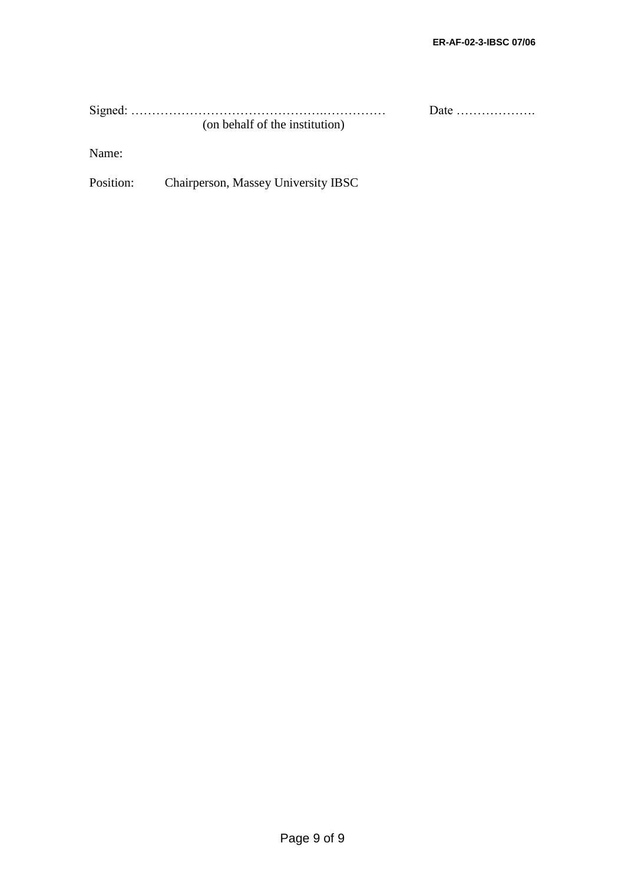Signed: ……………………………………….…………… Date ……………….
(on behalf of the institution)

Name:

Position: Chairperson, Massey University IBSC